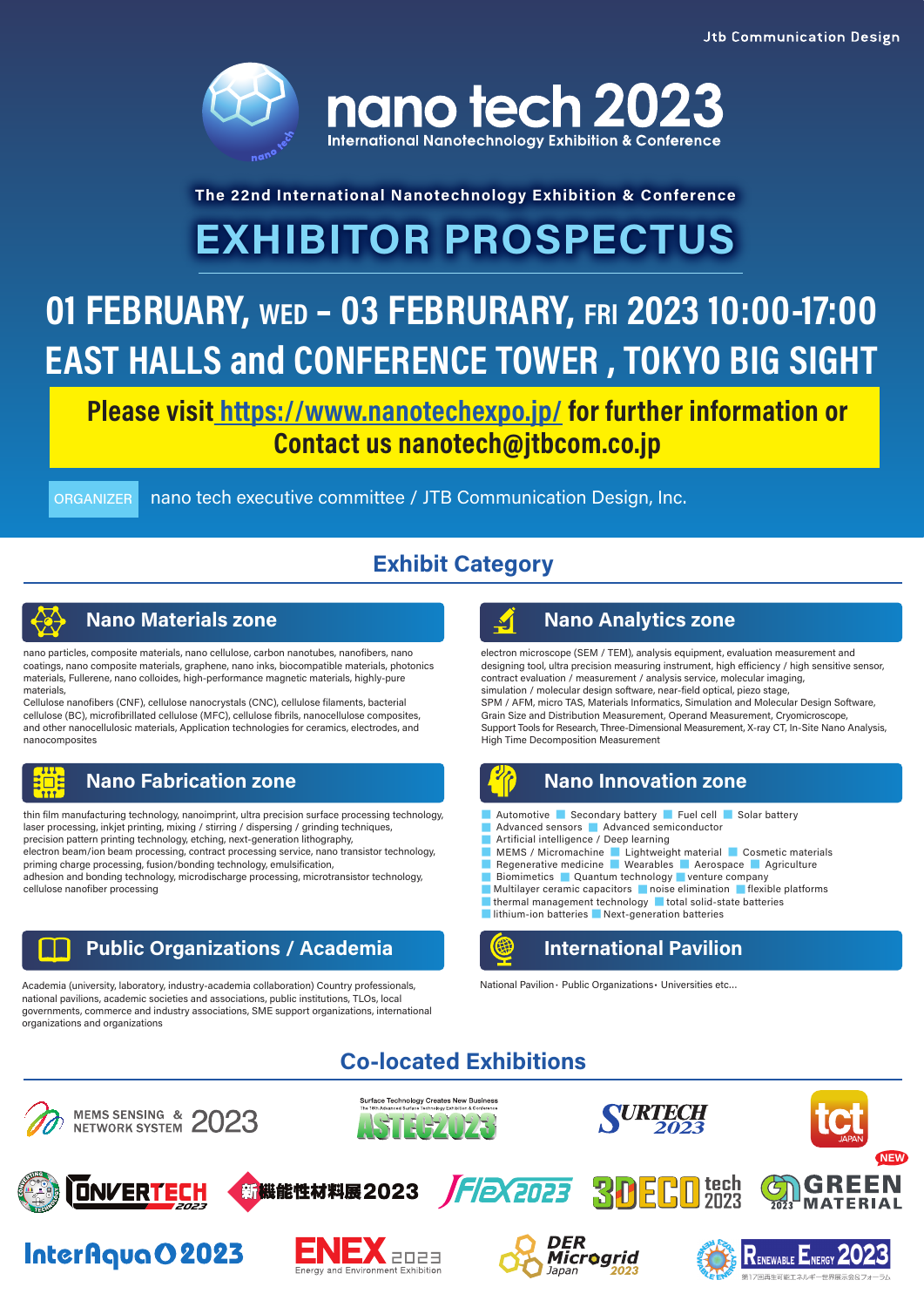Jtb Communication Design

# nano tech 2023

International Nanotechnology Exhibition & Conference

The 22nd International Nanotechnology Exhibition & Conference

# EXHIBITOR PROSPECTUS

## 01 FEBRUARY, WED – 03 FEBRURARY, FRI 2023 10:00-17:00

## EAST HALLS and CONFERENCE TOWER , TOKYO BIG SIGHT

**Please visit https://www.nanotechexpo.jp/ for further information or Contact us nanotech@jtbcom.co.jp**

ORGANIZER nano tech executive committee / JTB Communication Design, Inc.

## Exhibit Category

### Nano Materials zone

nano particles, composite materials, nano cellulose, carbon nanotubes, nanofibers, nano coatings, nano composite materials, graphene, nano inks, biocompatible materials, photonics materials, Fullerene, nano colloides, high-performance magnetic materials, highly-pure materials,
Cellulose nanofibers (CNF), cellulose nanocrystals (CNC), cellulose filaments, bacterial cellulose (BC), microfibrillated cellulose (MFC), cellulose fibrils, nanocellulose composites, and other nanocellulosic materials, Application technologies for ceramics, electrodes, and nanocomposites

### Nano Analytics zone

electron microscope (SEM / TEM), analysis equipment, evaluation measurement and designing tool, ultra precision measuring instrument, high efficiency / high sensitive sensor, contract evaluation / measurement / analysis service, molecular imaging, simulation / molecular design software, near-field optical, piezo stage,
SPM / AFM, micro TAS, Materials Informatics, Simulation and Molecular Design Software, Grain Size and Distribution Measurement, Operand Measurement, Cryomicroscope, Support Tools for Research, Three-Dimensional Measurement, X-ray CT, In-Site Nano Analysis, High Time Decomposition Measurement

### Nano Fabrication zone

thin film manufacturing technology, nanoimprint, ultra precision surface processing technology, laser processing, inkjet printing, mixing / stirring / dispersing / grinding techniques, precision pattern printing technology, etching, next-generation lithography,
electron beam/ion beam processing, contract processing service, nano transistor technology, priming charge processing, fusion/bonding technology, emulsification,
adhesion and bonding technology, microdischarge processing, microtransistor technology, cellulose nanofiber processing

### Nano Innovation zone

- Automotive
- Secondary battery
- Fuel cell
- Solar battery
- Advanced sensors
- Advanced semiconductor
- Artificial intelligence / Deep learning
- MEMS / Micromachine
- Lightweight material
- Cosmetic materials
- Regenerative medicine
- Wearables
- Aerospace
- Agriculture
- Biomimetics
- Quantum technology
- venture company
- Multilayer ceramic capacitors
- noise elimination
- flexible platforms
- thermal management technology
- total solid-state batteries
- lithium-ion batteries
- Next-generation batteries

### Public Organizations / Academia

Academia (university, laboratory, industry-academia collaboration) Country professionals, national pavilions, academic societies and associations, public institutions, TLOs, local governments, commerce and industry associations, SME support organizations, international organizations and organizations

### International Pavilion

National Pavilion · Public Organizations · Universities etc...

## Co-located Exhibitions

- MEMS SENSING & NETWORK SYSTEM 2023
- ASTEC2023
- SURTECH 2023
- tct JAPAN
- CONVERTECH 2023
- 新機能性材料展2023
- Flex2023
- 3D ECO tech 2023
- GREEN MATERIAL 2023 (NEW)
- InterAqua 2023
- ENEX 2023 Energy and Environment Exhibition
- DER Microgrid Japan 2023
- Renewable Energy 2023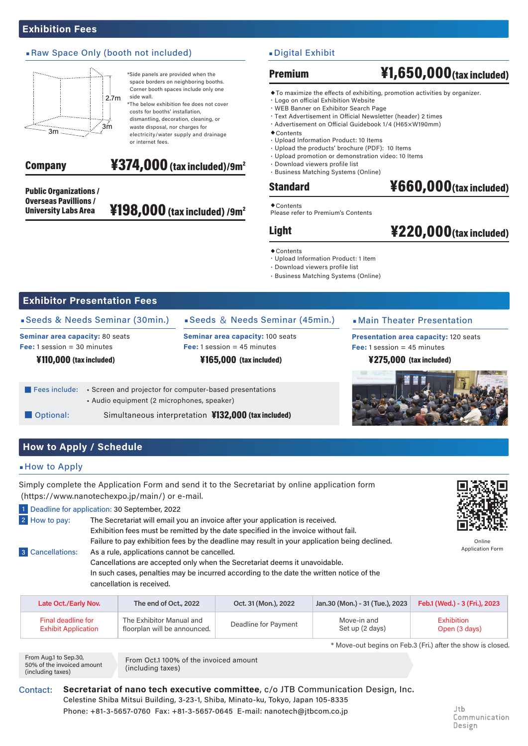## Exhibition Fees

### ▪Raw Space Only (booth not included)

2.7m
3m
3m

*Side panels are provided when the space borders on neighboring booths. Corner booth spaces include only one side wall.
*The below exhibition fee does not cover costs for booths' installation, dismantling, decoration, cleaning, or waste disposal, nor charges for electricity/water supply and drainage or internet fees.

**Company** **¥374,000 (tax included)/9m²**

**Public Organizations / Overseas Pavillions / University Labs Area** **¥198,000 (tax included) /9m²**

### ▪Digital Exhibit

**Premium** **¥1,650,000(tax included)**

◆To maximize the effects of exhibiting, promotion activities by organizer.
- Logo on official Exhibition Website
- WEB Banner on Exhibitor Search Page
- Text Advertisement in Official Newsletter (header) 2 times
- Advertisement on Official Guidebook 1/4 (H65×W190mm)

◆Contents
- Upload Information Product: 10 Items
- Upload the products' brochure (PDF): 10 Items
- Upload promotion or demonstration video: 10 Items
- Download viewers profile list
- Business Matching Systems (Online)

**Standard** **¥660,000(tax included)**

◆Contents
Please refer to Premium's Contents

**Light** **¥220,000(tax included)**

◆Contents
- Upload Information Product: 1 Item
- Download viewers profile list
- Business Matching Systems (Online)

## Exhibitor Presentation Fees

### ▪Seeds & Needs Seminar (30min.)

**Seminar area capacity:** 80 seats
**Fee:** 1 session = 30 minutes
**¥110,000 (tax included)**

### ▪Seeds & Needs Seminar (45min.)

**Seminar area capacity:** 100 seats
**Fee:** 1 session = 45 minutes
**¥165,000 (tax included)**

### ▪Main Theater Presentation

**Presentation area capacity:** 120 seats
**Fee:** 1 session = 45 minutes
**¥275,000 (tax included)**

**Fees include:**
- Screen and projector for computer-based presentations
- Audio equipment (2 microphones, speaker)

**Optional:** Simultaneous interpretation **¥132,000 (tax included)**

## How to Apply / Schedule

### ▪How to Apply

Simply complete the Application Form and send it to the Secretariat by online application form (https://www.nanotechexpo.jp/main/) or e-mail.

1. Deadline for application: 30 September, 2022
2. How to pay: The Secretariat will email you an invoice after your application is received. Exhibition fees must be remitted by the date specified in the invoice without fail. Failure to pay exhibition fees by the deadline may result in your application being declined.
3. Cancellations: As a rule, applications cannot be cancelled. Cancellations are accepted only when the Secretariat deems it unavoidable. In such cases, penalties may be incurred according to the date the written notice of the cancellation is received.

Online Application Form

| Late Oct./Early Nov. | The end of Oct., 2022 | Oct. 31 (Mon.), 2022 | Jan.30 (Mon.) - 31 (Tue.), 2023 | Feb.1 (Wed.) - 3 (Fri.), 2023 |
|---|---|---|---|---|
| Final deadline for Exhibit Application | The Exhibitor Manual and floorplan will be announced. | Deadline for Payment | Move-in and Set up (2 days) | Exhibition Open (3 days) |

* Move-out begins on Feb.3 (Fri.) after the show is closed.

From Aug.1 to Sep.30, 50% of the invoiced amount (including taxes)

From Oct.1 100% of the invoiced amount (including taxes)

**Contact:** **Secretariat of nano tech executive committee**, c/o JTB Communication Design, Inc.
Celestine Shiba Mitsui Building, 3-23-1, Shiba, Minato-ku, Tokyo, Japan 105-8335
Phone: +81-3-5657-0760 Fax: +81-3-5657-0645 E-mail: nanotech@jtbcom.co.jp

Jtb Communication Design